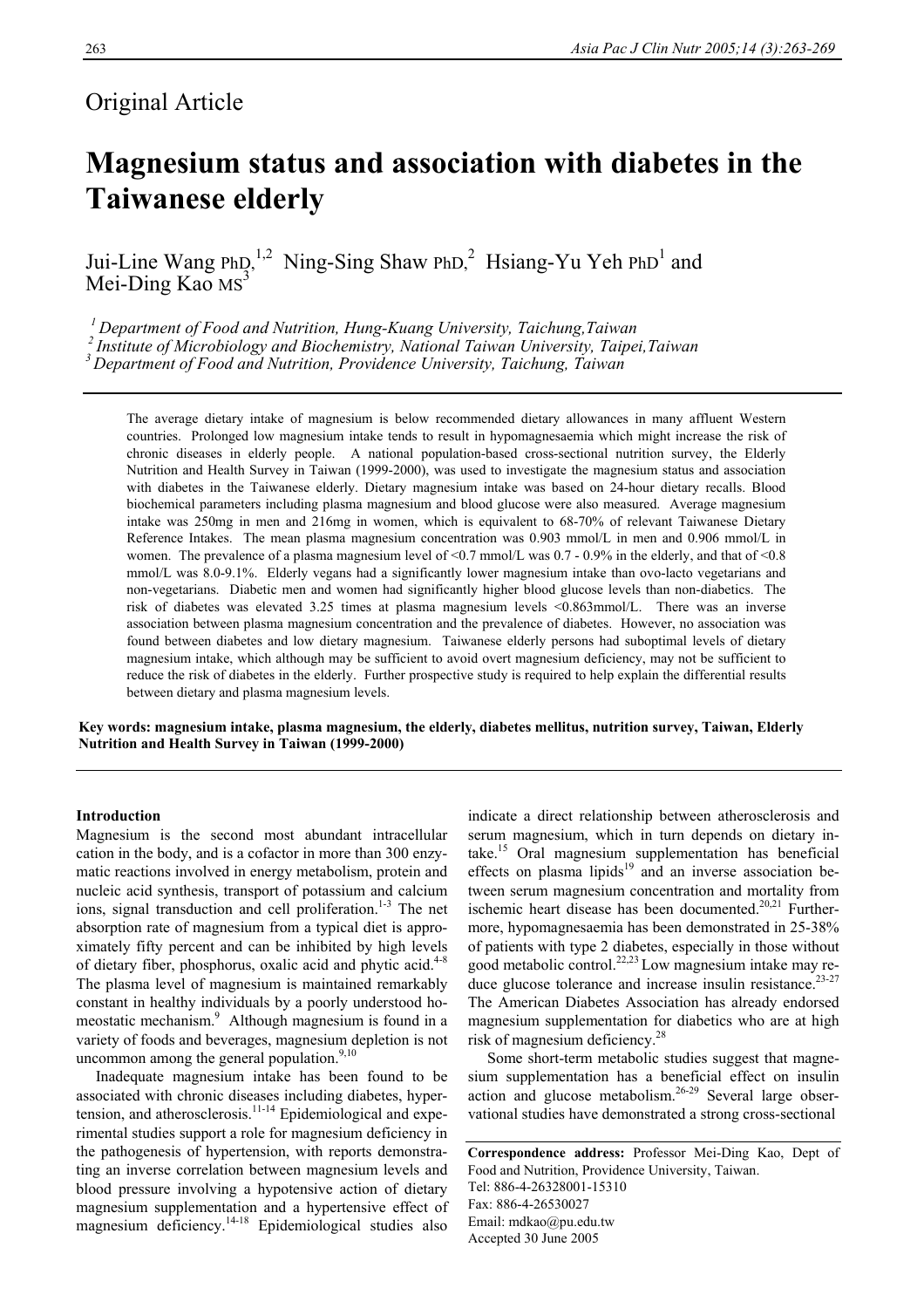Original Article

# Magnesium status and association with diabetes in the Taiwanese elderly

Jui-Line Wang PhD,[1,2] Ning-Sing Shaw PhD,[2] Hsiang-Yu Yeh PhD[1] and Mei-Ding Kao MS[3]

[1] *Department of Food and Nutrition, Hung-Kuang University, Taichung,Taiwan*
[2] *Institute of Microbiology and Biochemistry, National Taiwan University, Taipei,Taiwan*
[3] *Department of Food and Nutrition, Providence University, Taichung, Taiwan*

The average dietary intake of magnesium is below recommended dietary allowances in many affluent Western countries. Prolonged low magnesium intake tends to result in hypomagnesaemia which might increase the risk of chronic diseases in elderly people. A national population-based cross-sectional nutrition survey, the Elderly Nutrition and Health Survey in Taiwan (1999-2000), was used to investigate the magnesium status and association with diabetes in the Taiwanese elderly. Dietary magnesium intake was based on 24-hour dietary recalls. Blood biochemical parameters including plasma magnesium and blood glucose were also measured. Average magnesium intake was 250mg in men and 216mg in women, which is equivalent to 68-70% of relevant Taiwanese Dietary Reference Intakes. The mean plasma magnesium concentration was 0.903 mmol/L in men and 0.906 mmol/L in women. The prevalence of a plasma magnesium level of <0.7 mmol/L was 0.7 - 0.9% in the elderly, and that of <0.8 mmol/L was 8.0-9.1%. Elderly vegans had a significantly lower magnesium intake than ovo-lacto vegetarians and non-vegetarians. Diabetic men and women had significantly higher blood glucose levels than non-diabetics. The risk of diabetes was elevated 3.25 times at plasma magnesium levels <0.863mmol/L. There was an inverse association between plasma magnesium concentration and the prevalence of diabetes. However, no association was found between diabetes and low dietary magnesium. Taiwanese elderly persons had suboptimal levels of dietary magnesium intake, which although may be sufficient to avoid overt magnesium deficiency, may not be sufficient to reduce the risk of diabetes in the elderly. Further prospective study is required to help explain the differential results between dietary and plasma magnesium levels.

**Key words: magnesium intake, plasma magnesium, the elderly, diabetes mellitus, nutrition survey, Taiwan, Elderly Nutrition and Health Survey in Taiwan (1999-2000)**

## Introduction

Magnesium is the second most abundant intracellular cation in the body, and is a cofactor in more than 300 enzymatic reactions involved in energy metabolism, protein and nucleic acid synthesis, transport of potassium and calcium ions, signal transduction and cell proliferation.[1-3] The net absorption rate of magnesium from a typical diet is approximately fifty percent and can be inhibited by high levels of dietary fiber, phosphorus, oxalic acid and phytic acid.[4-8] The plasma level of magnesium is maintained remarkably constant in healthy individuals by a poorly understood homeostatic mechanism.[9] Although magnesium is found in a variety of foods and beverages, magnesium depletion is not uncommon among the general population.[9,10]

Inadequate magnesium intake has been found to be associated with chronic diseases including diabetes, hypertension, and atherosclerosis.[11-14] Epidemiological and experimental studies support a role for magnesium deficiency in the pathogenesis of hypertension, with reports demonstrating an inverse correlation between magnesium levels and blood pressure involving a hypotensive action of dietary magnesium supplementation and a hypertensive effect of magnesium deficiency.[14-18] Epidemiological studies also indicate a direct relationship between atherosclerosis and serum magnesium, which in turn depends on dietary intake.[15] Oral magnesium supplementation has beneficial effects on plasma lipids[19] and an inverse association between serum magnesium concentration and mortality from ischemic heart disease has been documented.[20,21] Furthermore, hypomagnesaemia has been demonstrated in 25-38% of patients with type 2 diabetes, especially in those without good metabolic control.[22,23] Low magnesium intake may reduce glucose tolerance and increase insulin resistance.[23-27] The American Diabetes Association has already endorsed magnesium supplementation for diabetics who are at high risk of magnesium deficiency.[28]

Some short-term metabolic studies suggest that magnesium supplementation has a beneficial effect on insulin action and glucose metabolism.[26-29] Several large observational studies have demonstrated a strong cross-sectional

**Correspondence address:** Professor Mei-Ding Kao, Dept of Food and Nutrition, Providence University, Taiwan.
Tel: 886-4-26328001-15310
Fax: 886-4-26530027
Email: mdkao@pu.edu.tw
Accepted 30 June 2005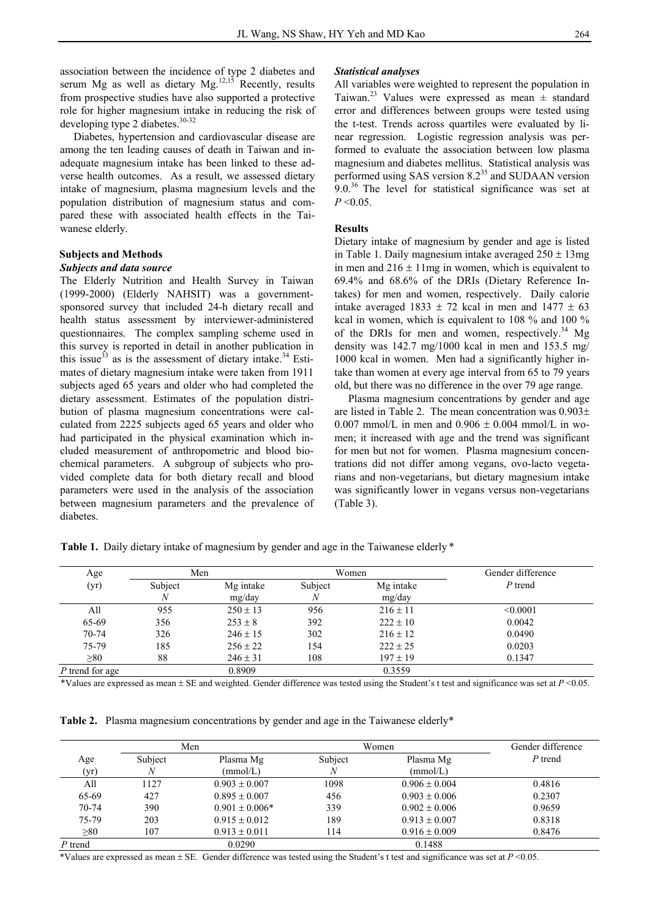association between the incidence of type 2 diabetes and serum Mg as well as dietary Mg.[12,15] Recently, results from prospective studies have also supported a protective role for higher magnesium intake in reducing the risk of developing type 2 diabetes.[30-32]

Diabetes, hypertension and cardiovascular disease are among the ten leading causes of death in Taiwan and inadequate magnesium intake has been linked to these adverse health outcomes. As a result, we assessed dietary intake of magnesium, plasma magnesium levels and the population distribution of magnesium status and compared these with associated health effects in the Taiwanese elderly.

## Subjects and Methods

### *Subjects and data source*

The Elderly Nutrition and Health Survey in Taiwan (1999-2000) (Elderly NAHSIT) was a government-sponsored survey that included 24-h dietary recall and health status assessment by interviewer-administered questionnaires. The complex sampling scheme used in this survey is reported in detail in another publication in this issue[33] as is the assessment of dietary intake.[34] Estimates of dietary magnesium intake were taken from 1911 subjects aged 65 years and older who had completed the dietary assessment. Estimates of the population distribution of plasma magnesium concentrations were calculated from 2225 subjects aged 65 years and older who had participated in the physical examination which included measurement of anthropometric and blood biochemical parameters. A subgroup of subjects who provided complete data for both dietary recall and blood parameters were used in the analysis of the association between magnesium parameters and the prevalence of diabetes.

### *Statistical analyses*

All variables were weighted to represent the population in Taiwan.[23] Values were expressed as mean ± standard error and differences between groups were tested using the t-test. Trends across quartiles were evaluated by linear regression. Logistic regression analysis was performed to evaluate the association between low plasma magnesium and diabetes mellitus. Statistical analysis was performed using SAS version 8.2[35] and SUDAAN version 9.0.[36] The level for statistical significance was set at $P < 0.05$.

## Results

Dietary intake of magnesium by gender and age is listed in Table 1. Daily magnesium intake averaged 250 ± 13mg in men and 216 ± 11mg in women, which is equivalent to 69.4% and 68.6% of the DRIs (Dietary Reference Intakes) for men and women, respectively. Daily calorie intake averaged 1833 ± 72 kcal in men and 1477 ± 63 kcal in women, which is equivalent to 108 % and 100 % of the DRIs for men and women, respectively.[34] Mg density was 142.7 mg/1000 kcal in men and 153.5 mg/ 1000 kcal in women. Men had a significantly higher intake than women at every age interval from 65 to 79 years old, but there was no difference in the over 79 age range.

Plasma magnesium concentrations by gender and age are listed in Table 2. The mean concentration was 0.903± 0.007 mmol/L in men and 0.906 ± 0.004 mmol/L in women; it increased with age and the trend was significant for men but not for women. Plasma magnesium concentrations did not differ among vegans, ovo-lacto vegetarians and non-vegetarians, but dietary magnesium intake was significantly lower in vegans versus non-vegetarians (Table 3).

**Table 1.** Daily dietary intake of magnesium by gender and age in the Taiwanese elderly *

| Age | Men | | Women | | Gender difference |
|---|---|---|---|---|---|
| (yr) | Subject *N* | Mg intake mg/day | Subject *N* | Mg intake mg/day | *P* trend |
| All | 955 | 250 ± 13 | 956 | 216 ± 11 | <0.0001 |
| 65-69 | 356 | 253 ± 8 | 392 | 222 ± 10 | 0.0042 |
| 70-74 | 326 | 246 ± 15 | 302 | 216 ± 12 | 0.0490 |
| 75-79 | 185 | 256 ± 22 | 154 | 222 ± 25 | 0.0203 |
| ≥80 | 88 | 246 ± 31 | 108 | 197 ± 19 | 0.1347 |
| *P* trend for age | | 0.8909 | | 0.3559 | |

*Values are expressed as mean ± SE and weighted. Gender difference was tested using the Student's t test and significance was set at $P < 0.05$.

**Table 2.** Plasma magnesium concentrations by gender and age in the Taiwanese elderly*

| | Men | | Women | | Gender difference |
|---|---|---|---|---|---|
| Age (yr) | Subject *N* | Plasma Mg (mmol/L) | Subject *N* | Plasma Mg (mmol/L) | *P* trend |
| All | 1127 | 0.903 ± 0.007 | 1098 | 0.906 ± 0.004 | 0.4816 |
| 65-69 | 427 | 0.895 ± 0.007 | 456 | 0.903 ± 0.006 | 0.2307 |
| 70-74 | 390 | 0.901 ± 0.006* | 339 | 0.902 ± 0.006 | 0.9659 |
| 75-79 | 203 | 0.915 ± 0.012 | 189 | 0.913 ± 0.007 | 0.8318 |
| ≥80 | 107 | 0.913 ± 0.011 | 114 | 0.916 ± 0.009 | 0.8476 |
| *P* trend | | 0.0290 | | 0.1488 | |

*Values are expressed as mean ± SE. Gender difference was tested using the Student's t test and significance was set at $P < 0.05$.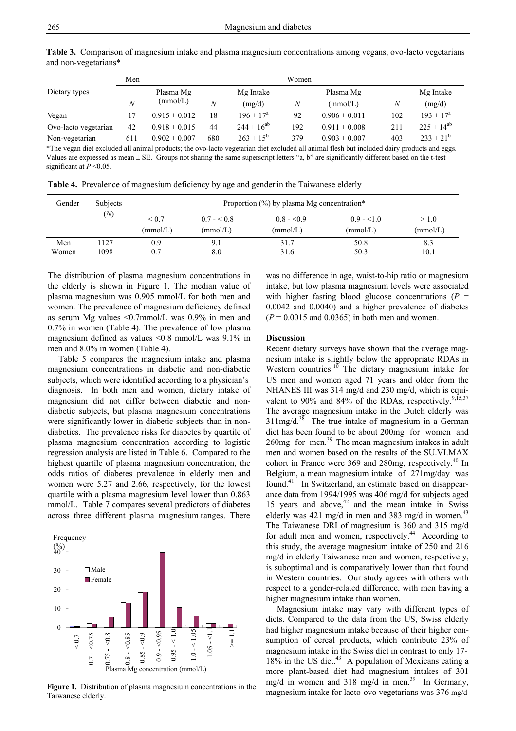**Table 3.** Comparison of magnesium intake and plasma magnesium concentrations among vegans, ovo-lacto vegetarians and non-vegetarians*

| Dietary types | Men | | | | Women | | | |
|---|---|---|---|---|---|---|---|---|
| | *N* | Plasma Mg (mmol/L) | *N* | Mg Intake (mg/d) | *N* | Plasma Mg (mmol/L) | *N* | Mg Intake (mg/d) |
| Vegan | 17 | 0.915 ± 0.012 | 18 | 196 ± 17[a] | 92 | 0.906 ± 0.011 | 102 | 193 ± 17[a] |
| Ovo-lacto vegetarian | 42 | 0.918 ± 0.015 | 44 | 244 ± 16[ab] | 192 | 0.911 ± 0.008 | 211 | 225 ± 14[ab] |
| Non-vegetarian | 611 | 0.902 ± 0.007 | 680 | 263 ± 15[b] | 379 | 0.903 ± 0.007 | 403 | 233 ± 21[b] |

*The vegan diet excluded all animal products; the ovo-lacto vegetarian diet excluded all animal flesh but included dairy products and eggs. Values are expressed as mean ± SE. Groups not sharing the same superscript letters "a, b" are significantly different based on the t-test significant at $P$ <0.05.

**Table 4.** Prevalence of magnesium deficiency by age and gender in the Taiwanese elderly

| Gender | Subjects (*N*) | Proportion (%) by plasma Mg concentration* | | | | |
|---|---|---|---|---|---|---|
| | | < 0.7 (mmol/L) | 0.7 - < 0.8 (mmol/L) | 0.8 - <0.9 (mmol/L) | 0.9 - <1.0 (mmol/L) | > 1.0 (mmol/L) |
| Men | 1127 | 0.9 | 9.1 | 31.7 | 50.8 | 8.3 |
| Women | 1098 | 0.7 | 8.0 | 31.6 | 50.3 | 10.1 |

The distribution of plasma magnesium concentrations in the elderly is shown in Figure 1. The median value of plasma magnesium was 0.905 mmol/L for both men and women. The prevalence of magnesium deficiency defined as serum Mg values <0.7mmol/L was 0.9% in men and 0.7% in women (Table 4). The prevalence of low plasma magnesium defined as values <0.8 mmol/L was 9.1% in men and 8.0% in women (Table 4).

Table 5 compares the magnesium intake and plasma magnesium concentrations in diabetic and non-diabetic subjects, which were identified according to a physician's diagnosis. In both men and women, dietary intake of magnesium did not differ between diabetic and non-diabetic subjects, but plasma magnesium concentrations were significantly lower in diabetic subjects than in non-diabetics. The prevalence risks for diabetes by quartile of plasma magnesium concentration according to logistic regression analysis are listed in Table 6. Compared to the highest quartile of plasma magnesium concentration, the odds ratios of diabetes prevalence in elderly men and women were 5.27 and 2.66, respectively, for the lowest quartile with a plasma magnesium level lower than 0.863 mmol/L. Table 7 compares several predictors of diabetes across three different plasma magnesium ranges. There was no difference in age, waist-to-hip ratio or magnesium intake, but low plasma magnesium levels were associated with higher fasting blood glucose concentrations ($P$ = 0.0042 and 0.0040) and a higher prevalence of diabetes ($P$ = 0.0015 and 0.0365) in both men and women.

**Figure 1.** Distribution of plasma magnesium concentrations in the Taiwanese elderly.

## Discussion

Recent dietary surveys have shown that the average magnesium intake is slightly below the appropriate RDAs in Western countries.[10] The dietary magnesium intake for US men and women aged 71 years and older from the NHANES III was 314 mg/d and 230 mg/d, which is equivalent to 90% and 84% of the RDAs, respectively.[9,15,37] The average magnesium intake in the Dutch elderly was 311mg/d.[38] The true intake of magnesium in a German diet has been found to be about 200mg for women and 260mg for men.[39] The mean magnesium intakes in adult men and women based on the results of the SU.VI.MAX cohort in France were 369 and 280mg, respectively.[40] In Belgium, a mean magnesium intake of 271mg/day was found.[41] In Switzerland, an estimate based on disappearance data from 1994/1995 was 406 mg/d for subjects aged 15 years and above,[42] and the mean intake in Swiss elderly was 421 mg/d in men and 383 mg/d in women.[43] The Taiwanese DRI of magnesium is 360 and 315 mg/d for adult men and women, respectively.[44] According to this study, the average magnesium intake of 250 and 216 mg/d in elderly Taiwanese men and women, respectively, is suboptimal and is comparatively lower than that found in Western countries. Our study agrees with others with respect to a gender-related difference, with men having a higher magnesium intake than women.

Magnesium intake may vary with different types of diets. Compared to the data from the US, Swiss elderly had higher magnesium intake because of their higher consumption of cereal products, which contribute 23% of magnesium intake in the Swiss diet in contrast to only 17-18% in the US diet.[43] A population of Mexicans eating a more plant-based diet had magnesium intakes of 301 mg/d in women and 318 mg/d in men.[39] In Germany, magnesium intake for lacto-ovo vegetarians was 376 mg/d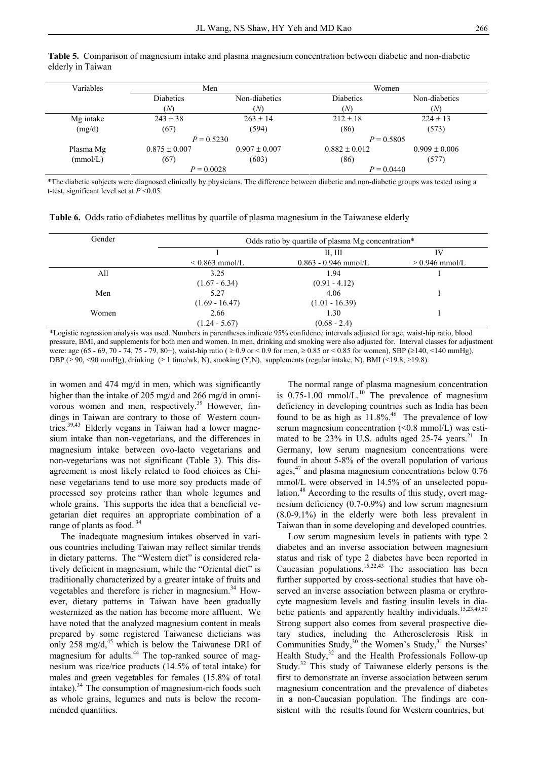**Table 5.** Comparison of magnesium intake and plasma magnesium concentration between diabetic and non-diabetic elderly in Taiwan

| Variables | Men | | Women | |
|---|---|---|---|---|
| | Diabetics (*N*) | Non-diabetics (*N*) | Diabetics (*N*) | Non-diabetics (*N*) |
| Mg intake (mg/d) | 243 ± 38 (67) | 263 ± 14 (594) | 212 ± 18 (86) | 224 ± 13 (573) |
| | $P = 0.5230$ | | $P = 0.5805$ | |
| Plasma Mg (mmol/L) | 0.875 ± 0.007 (67) | 0.907 ± 0.007 (603) | 0.882 ± 0.012 (86) | 0.909 ± 0.006 (577) |
| | $P = 0.0028$ | | $P = 0.0440$ | |

*The diabetic subjects were diagnosed clinically by physicians. The difference between diabetic and non-diabetic groups was tested using a t-test, significant level set at $P < 0.05$.

**Table 6.** Odds ratio of diabetes mellitus by quartile of plasma magnesium in the Taiwanese elderly

| Gender | Odds ratio by quartile of plasma Mg concentration* | | |
|---|---|---|---|
| | I | II, III | IV |
| | < 0.863 mmol/L | 0.863 - 0.946 mmol/L | > 0.946 mmol/L |
| All | 3.25 (1.67 - 6.34) | 1.94 (0.91 - 4.12) | 1 |
| Men | 5.27 (1.69 - 16.47) | 4.06 (1.01 - 16.39) | 1 |
| Women | 2.66 (1.24 - 5.67) | 1.30 (0.68 - 2.4) | 1 |

*Logistic regression analysis was used. Numbers in parentheses indicate 95% confidence intervals adjusted for age, waist-hip ratio, blood pressure, BMI, and supplements for both men and women. In men, drinking and smoking were also adjusted for. Interval classes for adjustment were: age (65 - 69, 70 - 74, 75 - 79, 80+), waist-hip ratio ( ≥ 0.9 or < 0.9 for men, ≥ 0.85 or < 0.85 for women), SBP (≥140, <140 mmHg), DBP (≥ 90, <90 mmHg), drinking (≥ 1 time/wk, N), smoking (Y,N), supplements (regular intake, N), BMI (<19.8, ≥19.8).

in women and 474 mg/d in men, which was significantly higher than the intake of 205 mg/d and 266 mg/d in omnivorous women and men, respectively.[39] However, findings in Taiwan are contrary to those of Western countries.[39,43] Elderly vegans in Taiwan had a lower magnesium intake than non-vegetarians, and the differences in magnesium intake between ovo-lacto vegetarians and non-vegetarians was not significant (Table 3). This disagreement is most likely related to food choices as Chinese vegetarians tend to use more soy products made of processed soy proteins rather than whole legumes and whole grains. This supports the idea that a beneficial vegetarian diet requires an appropriate combination of a range of plants as food.[34]

The inadequate magnesium intakes observed in various countries including Taiwan may reflect similar trends in dietary patterns. The "Western diet" is considered relatively deficient in magnesium, while the "Oriental diet" is traditionally characterized by a greater intake of fruits and vegetables and therefore is richer in magnesium.[34] However, dietary patterns in Taiwan have been gradually westernized as the nation has become more affluent. We have noted that the analyzed magnesium content in meals prepared by some registered Taiwanese dieticians was only 258 mg/d,[45] which is below the Taiwanese DRI of magnesium for adults.[44] The top-ranked source of magnesium was rice/rice products (14.5% of total intake) for males and green vegetables for females (15.8% of total intake).[34] The consumption of magnesium-rich foods such as whole grains, legumes and nuts is below the recommended quantities.

The normal range of plasma magnesium concentration is 0.75-1.00 mmol/L.[10] The prevalence of magnesium deficiency in developing countries such as India has been found to be as high as 11.8%.[46] The prevalence of low serum magnesium concentration (<0.8 mmol/L) was estimated to be 23% in U.S. adults aged 25-74 years.[21] In Germany, low serum magnesium concentrations were found in about 5-8% of the overall population of various ages,[47] and plasma magnesium concentrations below 0.76 mmol/L were observed in 14.5% of an unselected population.[48] According to the results of this study, overt magnesium deficiency (0.7-0.9%) and low serum magnesium (8.0-9.1%) in the elderly were both less prevalent in Taiwan than in some developing and developed countries.

Low serum magnesium levels in patients with type 2 diabetes and an inverse association between magnesium status and risk of type 2 diabetes have been reported in Caucasian populations.[15,22,43] The association has been further supported by cross-sectional studies that have observed an inverse association between plasma or erythrocyte magnesium levels and fasting insulin levels in diabetic patients and apparently healthy individuals.[15,23,49,50] Strong support also comes from several prospective dietary studies, including the Atherosclerosis Risk in Communities Study,[30] the Women's Study,[31] the Nurses' Health Study,[32] and the Health Professionals Follow-up Study.[32] This study of Taiwanese elderly persons is the first to demonstrate an inverse association between serum magnesium concentration and the prevalence of diabetes in a non-Caucasian population. The findings are consistent with the results found for Western countries, but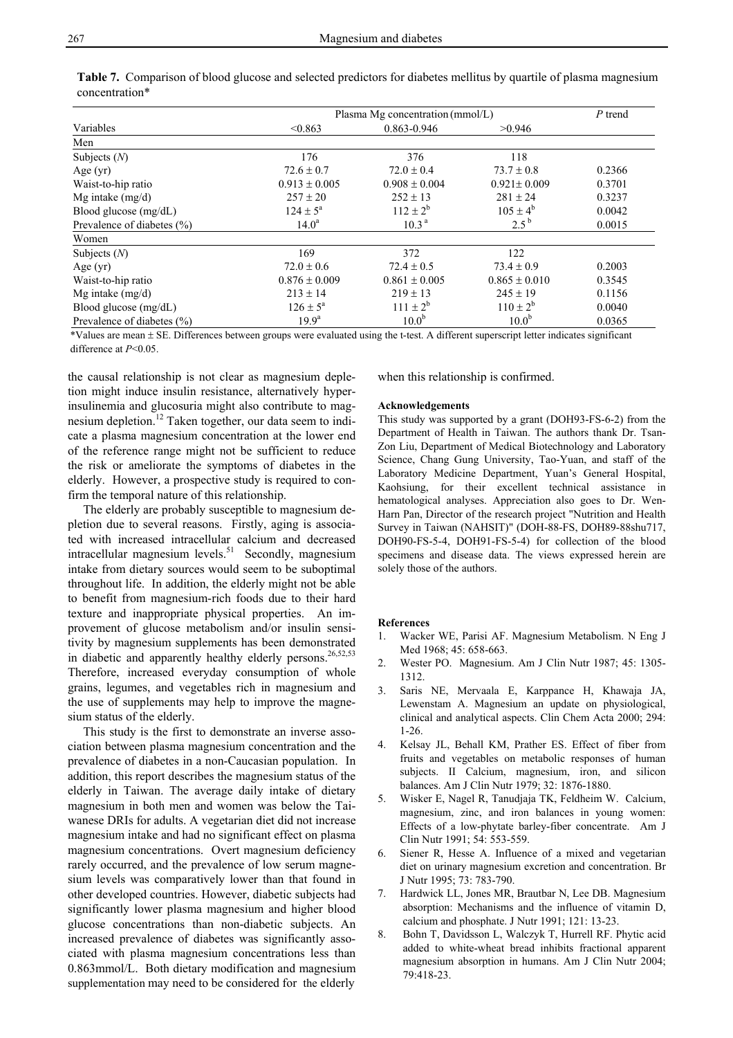**Table 7.** Comparison of blood glucose and selected predictors for diabetes mellitus by quartile of plasma magnesium concentration*

| | Plasma Mg concentration (mmol/L) | | | P trend |
|---|---|---|---|---|
| Variables | <0.863 | 0.863-0.946 | >0.946 | |
| Men | | | | |
| Subjects (*N*) | 176 | 376 | 118 | |
| Age (yr) | 72.6 ± 0.7 | 72.0 ± 0.4 | 73.7 ± 0.8 | 0.2366 |
| Waist-to-hip ratio | 0.913 ± 0.005 | 0.908 ± 0.004 | 0.921± 0.009 | 0.3701 |
| Mg intake (mg/d) | 257 ± 20 | 252 ± 13 | 281 ± 24 | 0.3237 |
| Blood glucose (mg/dL) | 124 ± 5[a] | 112 ± 2[b] | 105 ± 4[b] | 0.0042 |
| Prevalence of diabetes (%) | 14.0[a] | 10.3[a] | 2.5[b] | 0.0015 |
| Women | | | | |
| Subjects (*N*) | 169 | 372 | 122 | |
| Age (yr) | 72.0 ± 0.6 | 72.4 ± 0.5 | 73.4 ± 0.9 | 0.2003 |
| Waist-to-hip ratio | 0.876 ± 0.009 | 0.861 ± 0.005 | 0.865 ± 0.010 | 0.3545 |
| Mg intake (mg/d) | 213 ± 14 | 219 ± 13 | 245 ± 19 | 0.1156 |
| Blood glucose (mg/dL) | 126 ± 5[a] | 111 ± 2[b] | 110 ± 2[b] | 0.0040 |
| Prevalence of diabetes (%) | 19.9[a] | 10.0[b] | 10.0[b] | 0.0365 |

*Values are mean ± SE. Differences between groups were evaluated using the t-test. A different superscript letter indicates significant difference at $P<0.05$.

the causal relationship is not clear as magnesium depletion might induce insulin resistance, alternatively hyperinsulinemia and glucosuria might also contribute to magnesium depletion.[12] Taken together, our data seem to indicate a plasma magnesium concentration at the lower end of the reference range might not be sufficient to reduce the risk or ameliorate the symptoms of diabetes in the elderly. However, a prospective study is required to confirm the temporal nature of this relationship.

The elderly are probably susceptible to magnesium depletion due to several reasons. Firstly, aging is associated with increased intracellular calcium and decreased intracellular magnesium levels.[51] Secondly, magnesium intake from dietary sources would seem to be suboptimal throughout life. In addition, the elderly might not be able to benefit from magnesium-rich foods due to their hard texture and inappropriate physical properties. An improvement of glucose metabolism and/or insulin sensitivity by magnesium supplements has been demonstrated in diabetic and apparently healthy elderly persons.[26,52,53] Therefore, increased everyday consumption of whole grains, legumes, and vegetables rich in magnesium and the use of supplements may help to improve the magnesium status of the elderly.

This study is the first to demonstrate an inverse association between plasma magnesium concentration and the prevalence of diabetes in a non-Caucasian population. In addition, this report describes the magnesium status of the elderly in Taiwan. The average daily intake of dietary magnesium in both men and women was below the Taiwanese DRIs for adults. A vegetarian diet did not increase magnesium intake and had no significant effect on plasma magnesium concentrations. Overt magnesium deficiency rarely occurred, and the prevalence of low serum magnesium levels was comparatively lower than that found in other developed countries. However, diabetic subjects had significantly lower plasma magnesium and higher blood glucose concentrations than non-diabetic subjects. An increased prevalence of diabetes was significantly associated with plasma magnesium concentrations less than 0.863mmol/L. Both dietary modification and magnesium supplementation may need to be considered for the elderly when this relationship is confirmed.

#### Acknowledgements

This study was supported by a grant (DOH93-FS-6-2) from the Department of Health in Taiwan. The authors thank Dr. Tsan-Zon Liu, Department of Medical Biotechnology and Laboratory Science, Chang Gung University, Tao-Yuan, and staff of the Laboratory Medicine Department, Yuan's General Hospital, Kaohsiung, for their excellent technical assistance in hematological analyses. Appreciation also goes to Dr. Wen-Harn Pan, Director of the research project "Nutrition and Health Survey in Taiwan (NAHSIT)" (DOH-88-FS, DOH89-88shu717, DOH90-FS-5-4, DOH91-FS-5-4) for collection of the blood specimens and disease data. The views expressed herein are solely those of the authors.

#### References

1. Wacker WE, Parisi AF. Magnesium Metabolism. N Eng J Med 1968; 45: 658-663.
2. Wester PO. Magnesium. Am J Clin Nutr 1987; 45: 1305-1312.
3. Saris NE, Mervaala E, Karppance H, Khawaja JA, Lewenstam A. Magnesium an update on physiological, clinical and analytical aspects. Clin Chem Acta 2000; 294: 1-26.
4. Kelsay JL, Behall KM, Prather ES. Effect of fiber from fruits and vegetables on metabolic responses of human subjects. II Calcium, magnesium, iron, and silicon balances. Am J Clin Nutr 1979; 32: 1876-1880.
5. Wisker E, Nagel R, Tanudjaja TK, Feldheim W. Calcium, magnesium, zinc, and iron balances in young women: Effects of a low-phytate barley-fiber concentrate. Am J Clin Nutr 1991; 54: 553-559.
6. Siener R, Hesse A. Influence of a mixed and vegetarian diet on urinary magnesium excretion and concentration. Br J Nutr 1995; 73: 783-790.
7. Hardwick LL, Jones MR, Brautbar N, Lee DB. Magnesium absorption: Mechanisms and the influence of vitamin D, calcium and phosphate. J Nutr 1991; 121: 13-23.
8. Bohn T, Davidsson L, Walczyk T, Hurrell RF. Phytic acid added to white-wheat bread inhibits fractional apparent magnesium absorption in humans. Am J Clin Nutr 2004; 79:418-23.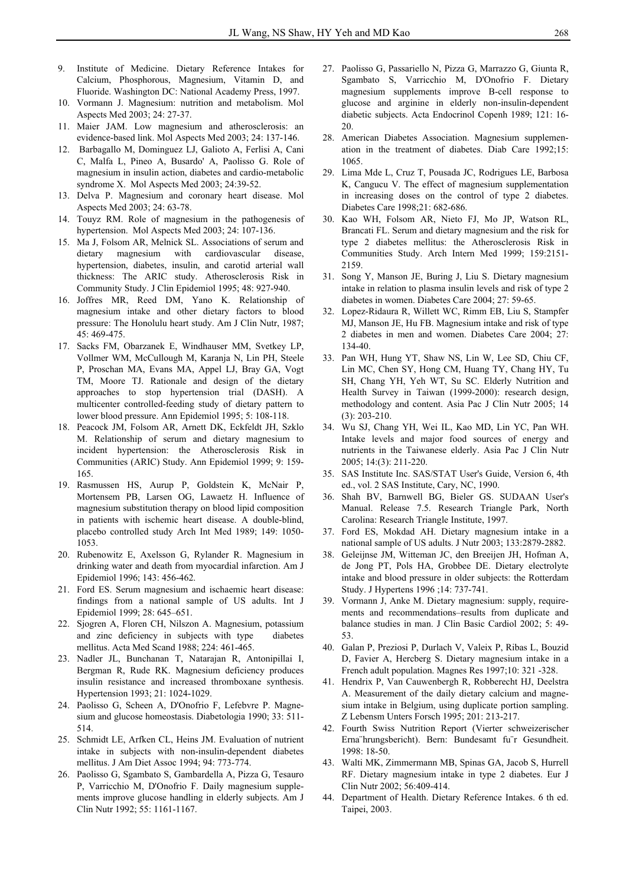9. Institute of Medicine. Dietary Reference Intakes for Calcium, Phosphorous, Magnesium, Vitamin D, and Fluoride. Washington DC: National Academy Press, 1997.
10. Vormann J. Magnesium: nutrition and metabolism. Mol Aspects Med 2003; 24: 27-37.
11. Maier JAM. Low magnesium and atherosclerosis: an evidence-based link. Mol Aspects Med 2003; 24: 137-146.
12. Barbagallo M, Dominguez LJ, Galioto A, Ferlisi A, Cani C, Malfa L, Pineo A, Busardo' A, Paolisso G. Role of magnesium in insulin action, diabetes and cardio-metabolic syndrome X. Mol Aspects Med 2003; 24:39-52.
13. Delva P. Magnesium and coronary heart disease. Mol Aspects Med 2003; 24: 63-78.
14. Touyz RM. Role of magnesium in the pathogenesis of hypertension. Mol Aspects Med 2003; 24: 107-136.
15. Ma J, Folsom AR, Melnick SL. Associations of serum and dietary magnesium with cardiovascular disease, hypertension, diabetes, insulin, and carotid arterial wall thickness: The ARIC study. Atherosclerosis Risk in Community Study. J Clin Epidemiol 1995; 48: 927-940.
16. Joffres MR, Reed DM, Yano K. Relationship of magnesium intake and other dietary factors to blood pressure: The Honolulu heart study. Am J Clin Nutr, 1987; 45: 469-475.
17. Sacks FM, Obarzanek E, Windhauser MM, Svetkey LP, Vollmer WM, McCullough M, Karanja N, Lin PH, Steele P, Proschan MA, Evans MA, Appel LJ, Bray GA, Vogt TM, Moore TJ. Rationale and design of the dietary approaches to stop hypertension trial (DASH). A multicenter controlled-feeding study of dietary pattern to lower blood pressure. Ann Epidemiol 1995; 5: 108-118.
18. Peacock JM, Folsom AR, Arnett DK, Eckfeldt JH, Szklo M. Relationship of serum and dietary magnesium to incident hypertension: the Atherosclerosis Risk in Communities (ARIC) Study. Ann Epidemiol 1999; 9: 159-165.
19. Rasmussen HS, Aurup P, Goldstein K, McNair P, Mortensem PB, Larsen OG, Lawaetz H. Influence of magnesium substitution therapy on blood lipid composition in patients with ischemic heart disease. A double-blind, placebo controlled study Arch Int Med 1989; 149: 1050-1053.
20. Rubenowitz E, Axelsson G, Rylander R. Magnesium in drinking water and death from myocardial infarction. Am J Epidemiol 1996; 143: 456-462.
21. Ford ES. Serum magnesium and ischaemic heart disease: findings from a national sample of US adults. Int J Epidemiol 1999; 28: 645–651.
22. Sjogren A, Floren CH, Nilszon A. Magnesium, potassium and zinc deficiency in subjects with type diabetes mellitus. Acta Med Scand 1988; 224: 461-465.
23. Nadler JL, Bunchanan T, Natarajan R, Antonipillai I, Bergman R, Rude RK. Magnesium deficiency produces insulin resistance and increased thromboxane synthesis. Hypertension 1993; 21: 1024-1029.
24. Paolisso G, Scheen A, D'Onofrio F, Lefebvre P. Magnesium and glucose homeostasis. Diabetologia 1990; 33: 511-514.
25. Schmidt LE, Arfken CL, Heins JM. Evaluation of nutrient intake in subjects with non-insulin-dependent diabetes mellitus. J Am Diet Assoc 1994; 94: 773-774.
26. Paolisso G, Sgambato S, Gambardella A, Pizza G, Tesauro P, Varricchio M, D'Onofrio F. Daily magnesium supplements improve glucose handling in elderly subjects. Am J Clin Nutr 1992; 55: 1161-1167.
27. Paolisso G, Passariello N, Pizza G, Marrazzo G, Giunta R, Sgambato S, Varricchio M, D'Onofrio F. Dietary magnesium supplements improve B-cell response to glucose and arginine in elderly non-insulin-dependent diabetic subjects. Acta Endocrinol Copenh 1989; 121: 16-20.
28. American Diabetes Association. Magnesium supplemenation in the treatment of diabetes. Diab Care 1992;15: 1065.
29. Lima Mde L, Cruz T, Pousada JC, Rodrigues LE, Barbosa K, Cangucu V. The effect of magnesium supplementation in increasing doses on the control of type 2 diabetes. Diabetes Care 1998;21: 682-686.
30. Kao WH, Folsom AR, Nieto FJ, Mo JP, Watson RL, Brancati FL. Serum and dietary magnesium and the risk for type 2 diabetes mellitus: the Atherosclerosis Risk in Communities Study. Arch Intern Med 1999; 159:2151-2159.
31. Song Y, Manson JE, Buring J, Liu S. Dietary magnesium intake in relation to plasma insulin levels and risk of type 2 diabetes in women. Diabetes Care 2004; 27: 59-65.
32. Lopez-Ridaura R, Willett WC, Rimm EB, Liu S, Stampfer MJ, Manson JE, Hu FB. Magnesium intake and risk of type 2 diabetes in men and women. Diabetes Care 2004; 27: 134-40.
33. Pan WH, Hung YT, Shaw NS, Lin W, Lee SD, Chiu CF, Lin MC, Chen SY, Hong CM, Huang TY, Chang HY, Tu SH, Chang YH, Yeh WT, Su SC. Elderly Nutrition and Health Survey in Taiwan (1999-2000): research design, methodology and content. Asia Pac J Clin Nutr 2005; 14 (3): 203-210.
34. Wu SJ, Chang YH, Wei IL, Kao MD, Lin YC, Pan WH. Intake levels and major food sources of energy and nutrients in the Taiwanese elderly. Asia Pac J Clin Nutr 2005; 14:(3): 211-220.
35. SAS Institute Inc. SAS/STAT User's Guide, Version 6, 4th ed., vol. 2 SAS Institute, Cary, NC, 1990.
36. Shah BV, Barnwell BG, Bieler GS. SUDAAN User's Manual. Release 7.5. Research Triangle Park, North Carolina: Research Triangle Institute, 1997.
37. Ford ES, Mokdad AH. Dietary magnesium intake in a national sample of US adults. J Nutr 2003; 133:2879-2882.
38. Geleijnse JM, Witteman JC, den Breeijen JH, Hofman A, de Jong PT, Pols HA, Grobbee DE. Dietary electrolyte intake and blood pressure in older subjects: the Rotterdam Study. J Hypertens 1996 ;14: 737-741.
39. Vormann J, Anke M. Dietary magnesium: supply, requirements and recommendations–results from duplicate and balance studies in man. J Clin Basic Cardiol 2002; 5: 49-53.
40. Galan P, Preziosi P, Durlach V, Valeix P, Ribas L, Bouzid D, Favier A, Hercberg S. Dietary magnesium intake in a French adult population. Magnes Res 1997;10: 321 -328.
41. Hendrix P, Van Cauwenbergh R, Robberecht HJ, Deelstra A. Measurement of the daily dietary calcium and magnesium intake in Belgium, using duplicate portion sampling. Z Lebensm Unters Forsch 1995; 201: 213-217.
42. Fourth Swiss Nutrition Report (Vierter schweizerischer Erna¨hrungsbericht). Bern: Bundesamt fu¨r Gesundheit. 1998: 18-50.
43. Walti MK, Zimmermann MB, Spinas GA, Jacob S, Hurrell RF. Dietary magnesium intake in type 2 diabetes. Eur J Clin Nutr 2002; 56:409-414.
44. Department of Health. Dietary Reference Intakes. 6 th ed. Taipei, 2003.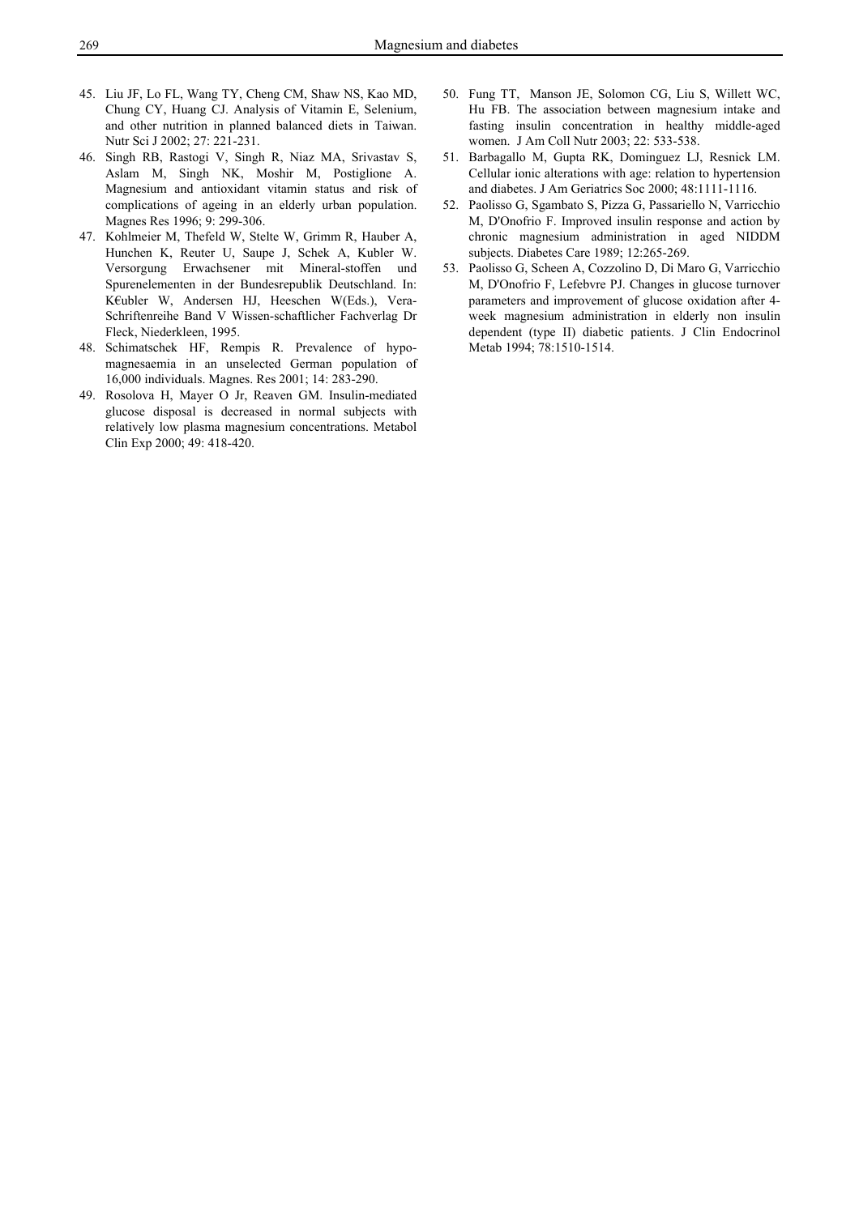45. Liu JF, Lo FL, Wang TY, Cheng CM, Shaw NS, Kao MD, Chung CY, Huang CJ. Analysis of Vitamin E, Selenium, and other nutrition in planned balanced diets in Taiwan. Nutr Sci J 2002; 27: 221-231.
46. Singh RB, Rastogi V, Singh R, Niaz MA, Srivastav S, Aslam M, Singh NK, Moshir M, Postiglione A. Magnesium and antioxidant vitamin status and risk of complications of ageing in an elderly urban population. Magnes Res 1996; 9: 299-306.
47. Kohlmeier M, Thefeld W, Stelte W, Grimm R, Hauber A, Hunchen K, Reuter U, Saupe J, Schek A, Kubler W. Versorgung Erwachsener mit Mineral-stoffen und Spurenelementen in der Bundesrepublik Deutschland. In: K€ubler W, Andersen HJ, Heeschen W(Eds.), Vera-Schriftenreihe Band V Wissen-schaftlicher Fachverlag Dr Fleck, Niederkleen, 1995.
48. Schimatschek HF, Rempis R. Prevalence of hypo-magnesaemia in an unselected German population of 16,000 individuals. Magnes. Res 2001; 14: 283-290.
49. Rosolova H, Mayer O Jr, Reaven GM. Insulin-mediated glucose disposal is decreased in normal subjects with relatively low plasma magnesium concentrations. Metabol Clin Exp 2000; 49: 418-420.
50. Fung TT, Manson JE, Solomon CG, Liu S, Willett WC, Hu FB. The association between magnesium intake and fasting insulin concentration in healthy middle-aged women. J Am Coll Nutr 2003; 22: 533-538.
51. Barbagallo M, Gupta RK, Dominguez LJ, Resnick LM. Cellular ionic alterations with age: relation to hypertension and diabetes. J Am Geriatrics Soc 2000; 48:1111-1116.
52. Paolisso G, Sgambato S, Pizza G, Passariello N, Varricchio M, D'Onofrio F. Improved insulin response and action by chronic magnesium administration in aged NIDDM subjects. Diabetes Care 1989; 12:265-269.
53. Paolisso G, Scheen A, Cozzolino D, Di Maro G, Varricchio M, D'Onofrio F, Lefebvre PJ. Changes in glucose turnover parameters and improvement of glucose oxidation after 4-week magnesium administration in elderly non insulin dependent (type II) diabetic patients. J Clin Endocrinol Metab 1994; 78:1510-1514.